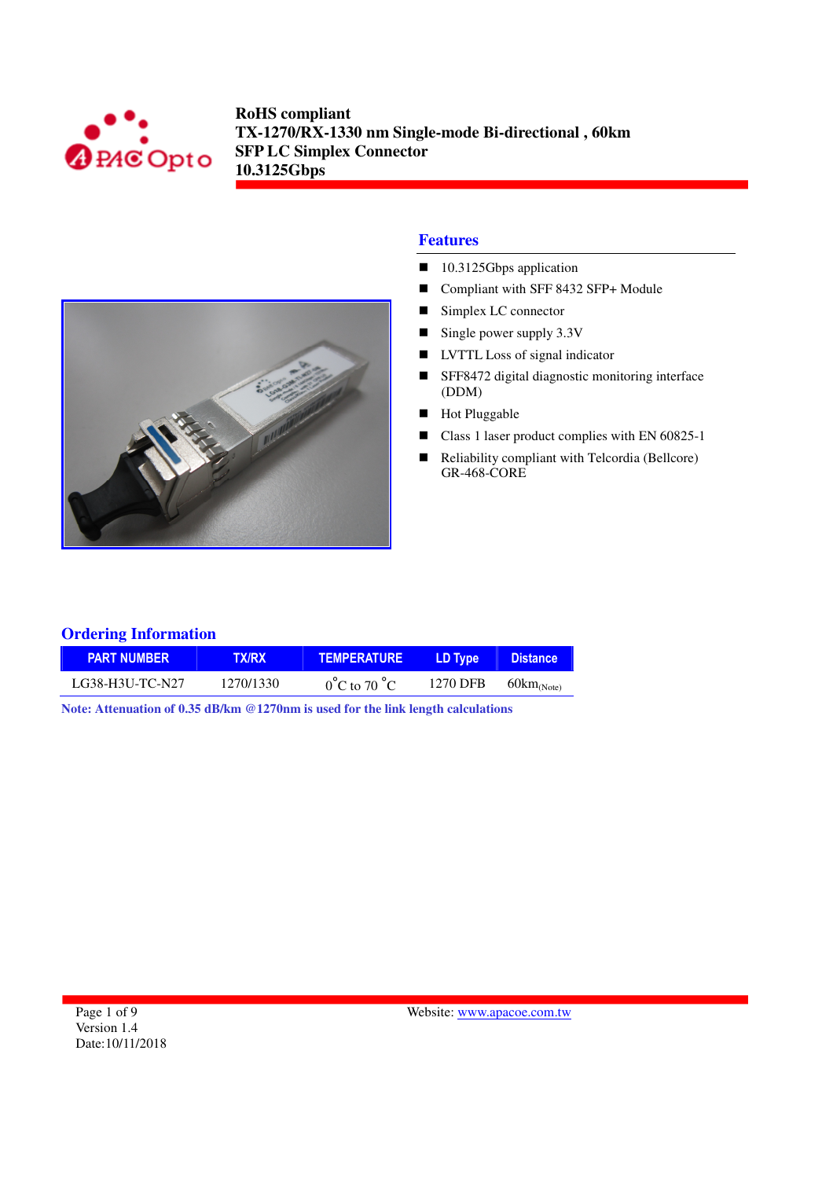# RoHS compliant
# TX-1270/RX-1330 nm Single-mode Bi-directional , 60km
# SFP LC Simplex Connector
# 10.3125Gbps

## Features

- 10.3125Gbps application
- Compliant with SFF 8432 SFP+ Module
- Simplex LC connector
- Single power supply 3.3V
- LVTTL Loss of signal indicator
- SFF8472 digital diagnostic monitoring interface (DDM)
- Hot Pluggable
- Class 1 laser product complies with EN 60825-1
- Reliability compliant with Telcordia (Bellcore) GR-468-CORE

## Ordering Information

| PART NUMBER | TX/RX | TEMPERATURE | LD Type | Distance |
|---|---|---|---|---|
| LG38-H3U-TC-N27 | 1270/1330 | 0°C to 70 °C | 1270 DFB | 60km$_{(Note)}$ |

**Note: Attenuation of 0.35 dB/km @1270nm is used for the link length calculations**

Version 1.4
Date:10/11/2018

Website: www.apacoe.com.tw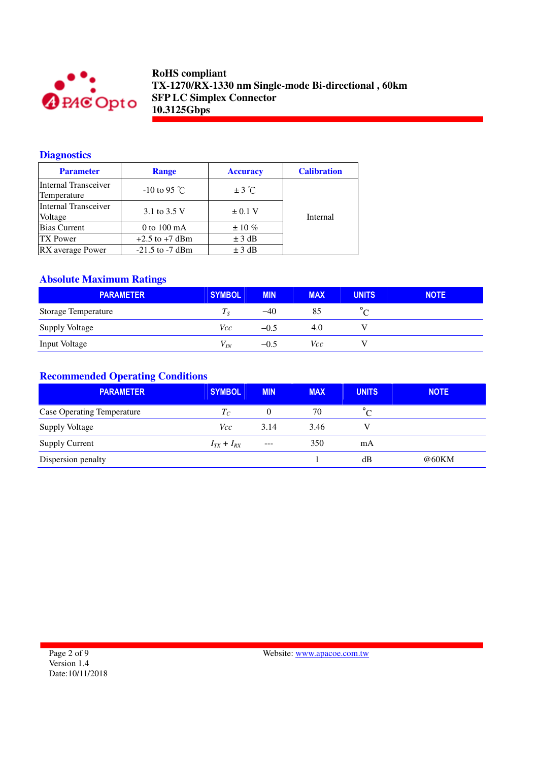## Diagnostics

| Parameter | Range | Accuracy | Calibration |
|---|---|---|---|
| Internal Transceiver Temperature | -10 to 95 ℃ | ± 3 ℃ | Internal |
| Internal Transceiver Voltage | 3.1 to 3.5 V | ± 0.1 V | |
| Bias Current | 0 to 100 mA | ± 10 % | |
| TX Power | +2.5 to +7 dBm | ± 3 dB | |
| RX average Power | -21.5 to -7 dBm | ± 3 dB | |

## Absolute Maximum Ratings

| PARAMETER | SYMBOL | MIN | MAX | UNITS | NOTE |
|---|---|---|---|---|---|
| Storage Temperature | $T_S$ | –40 | 85 | °C | |
| Supply Voltage | $Vcc$ | –0.5 | 4.0 | V | |
| Input Voltage | $V_{IN}$ | –0.5 | $Vcc$ | V | |

## Recommended Operating Conditions

| PARAMETER | SYMBOL | MIN | MAX | UNITS | NOTE |
|---|---|---|---|---|---|
| Case Operating Temperature | $T_C$ | 0 | 70 | °C | |
| Supply Voltage | $Vcc$ | 3.14 | 3.46 | V | |
| Supply Current | $I_{TX} + I_{RX}$ | --- | 350 | mA | |
| Dispersion penalty | | | 1 | dB | @60KM |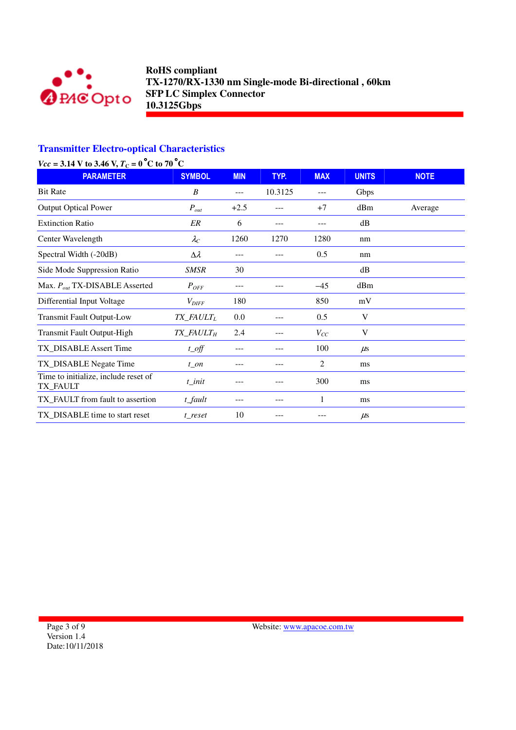## Transmitter Electro-optical Characteristics

***Vcc* = 3.14 V to 3.46 V, $T_C$ = 0 °C to 70 °C**

| PARAMETER | SYMBOL | MIN | TYP. | MAX | UNITS | NOTE |
|---|---|---|---|---|---|---|
| Bit Rate | *B* | --- | 10.3125 | --- | Gbps | |
| Output Optical Power | $P_{out}$ | +2.5 | --- | +7 | dBm | Average |
| Extinction Ratio | *ER* | 6 | --- | --- | dB | |
| Center Wavelength | $\lambda_C$ | 1260 | 1270 | 1280 | nm | |
| Spectral Width (-20dB) | $\Delta\lambda$ | --- | --- | 0.5 | nm | |
| Side Mode Suppression Ratio | *SMSR* | 30 | | | dB | |
| Max. $P_{out}$ TX-DISABLE Asserted | $P_{OFF}$ | --- | --- | −45 | dBm | |
| Differential Input Voltage | $V_{DIFF}$ | 180 | | 850 | mV | |
| Transmit Fault Output-Low | $TX\_FAULT_L$ | 0.0 | --- | 0.5 | V | |
| Transmit Fault Output-High | $TX\_FAULT_H$ | 2.4 | --- | $V_{CC}$ | V | |
| TX_DISABLE Assert Time | *t_off* | --- | --- | 100 | $\mu$s | |
| TX_DISABLE Negate Time | *t_on* | --- | --- | 2 | ms | |
| Time to initialize, include reset of TX_FAULT | *t_init* | --- | --- | 300 | ms | |
| TX_FAULT from fault to assertion | *t_fault* | --- | --- | 1 | ms | |
| TX_DISABLE time to start reset | *t_reset* | 10 | --- | --- | $\mu$s | |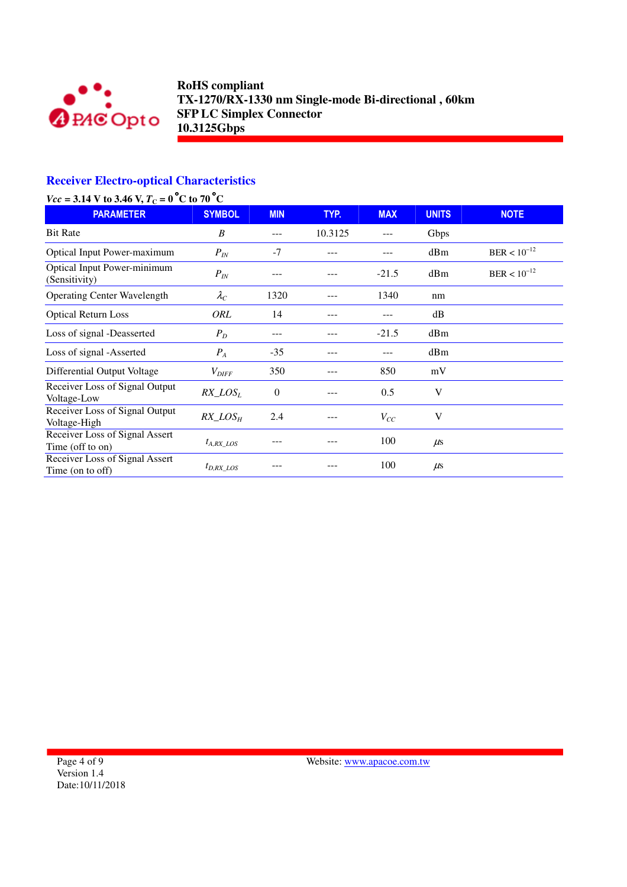## Receiver Electro-optical Characteristics

**$Vcc$ = 3.14 V to 3.46 V, $T_C$ = 0 °C to 70 °C**

| PARAMETER | SYMBOL | MIN | TYP. | MAX | UNITS | NOTE |
|---|---|---|---|---|---|---|
| Bit Rate | $B$ | --- | 10.3125 | --- | Gbps | |
| Optical Input Power-maximum | $P_{IN}$ | -7 | --- | --- | dBm | BER < $10^{-12}$ |
| Optical Input Power-minimum (Sensitivity) | $P_{IN}$ | --- | --- | -21.5 | dBm | BER < $10^{-12}$ |
| Operating Center Wavelength | $\lambda_C$ | 1320 | --- | 1340 | nm | |
| Optical Return Loss | $ORL$ | 14 | --- | --- | dB | |
| Loss of signal -Deasserted | $P_D$ | --- | --- | -21.5 | dBm | |
| Loss of signal -Asserted | $P_A$ | -35 | --- | --- | dBm | |
| Differential Output Voltage | $V_{DIFF}$ | 350 | --- | 850 | mV | |
| Receiver Loss of Signal Output Voltage-Low | $RX\_LOS_L$ | 0 | --- | 0.5 | V | |
| Receiver Loss of Signal Output Voltage-High | $RX\_LOS_H$ | 2.4 | --- | $V_{CC}$ | V | |
| Receiver Loss of Signal Assert Time (off to on) | $t_{A,RX\_LOS}$ | --- | --- | 100 | $\mu s$ | |
| Receiver Loss of Signal Assert Time (on to off) | $t_{D,RX\_LOS}$ | --- | --- | 100 | $\mu s$ | |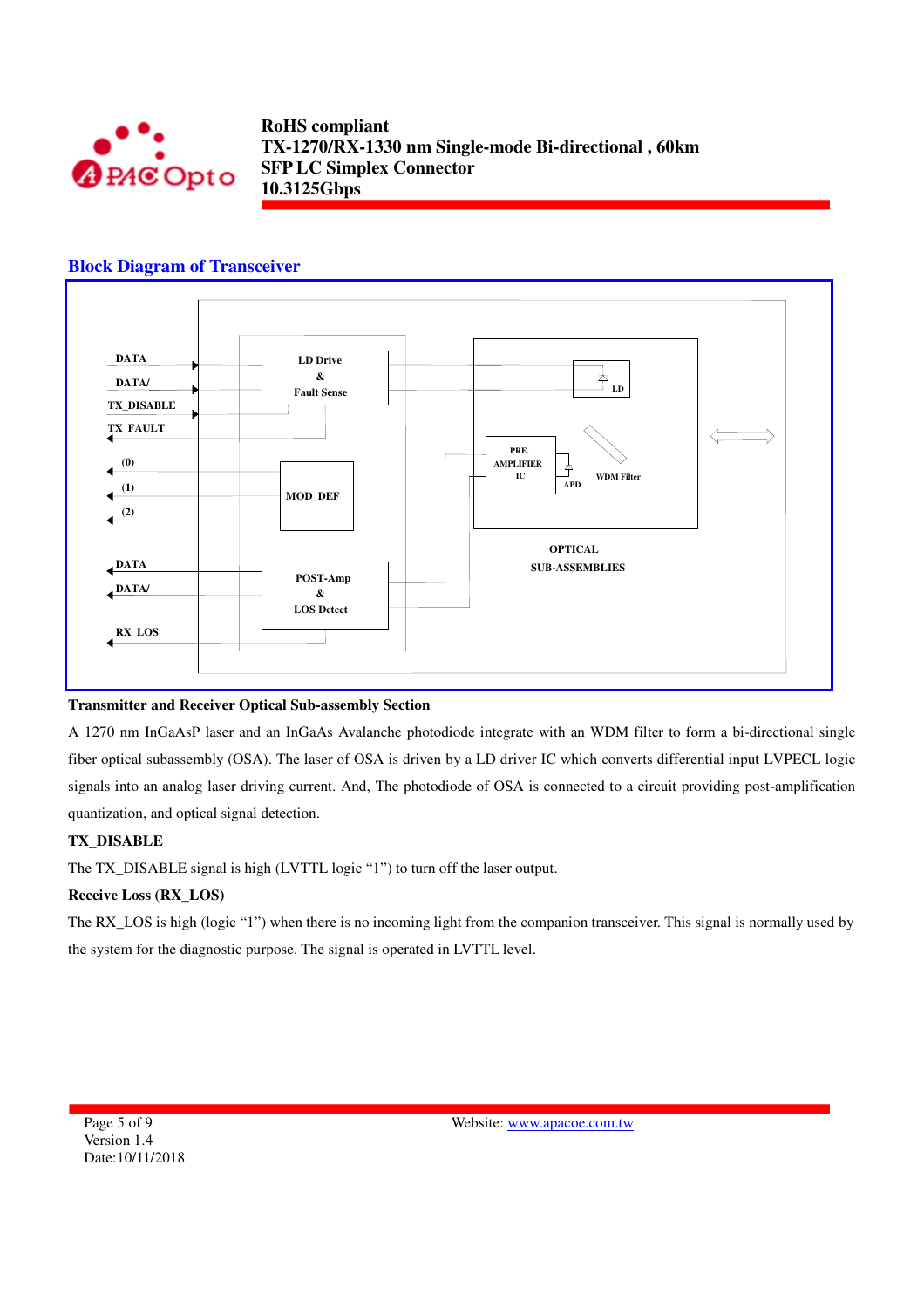## Block Diagram of Transceiver

DATA
DATA/
TX_DISABLE
TX_FAULT
(0)
(1)
(2)
DATA
DATA/
RX_LOS

LD Drive & Fault Sense

MOD_DEF

POST-Amp & LOS Detect

LD

PRE. AMPLIFIER IC

APD

WDM Filter

OPTICAL SUB-ASSEMBLIES

**Transmitter and Receiver Optical Sub-assembly Section**

A 1270 nm InGaAsP laser and an InGaAs Avalanche photodiode integrate with an WDM filter to form a bi-directional single fiber optical subassembly (OSA). The laser of OSA is driven by a LD driver IC which converts differential input LVPECL logic signals into an analog laser driving current. And, The photodiode of OSA is connected to a circuit providing post-amplification quantization, and optical signal detection.

**TX_DISABLE**

The TX_DISABLE signal is high (LVTTL logic "1") to turn off the laser output.

**Receive Loss (RX_LOS)**

The RX_LOS is high (logic "1") when there is no incoming light from the companion transceiver. This signal is normally used by the system for the diagnostic purpose. The signal is operated in LVTTL level.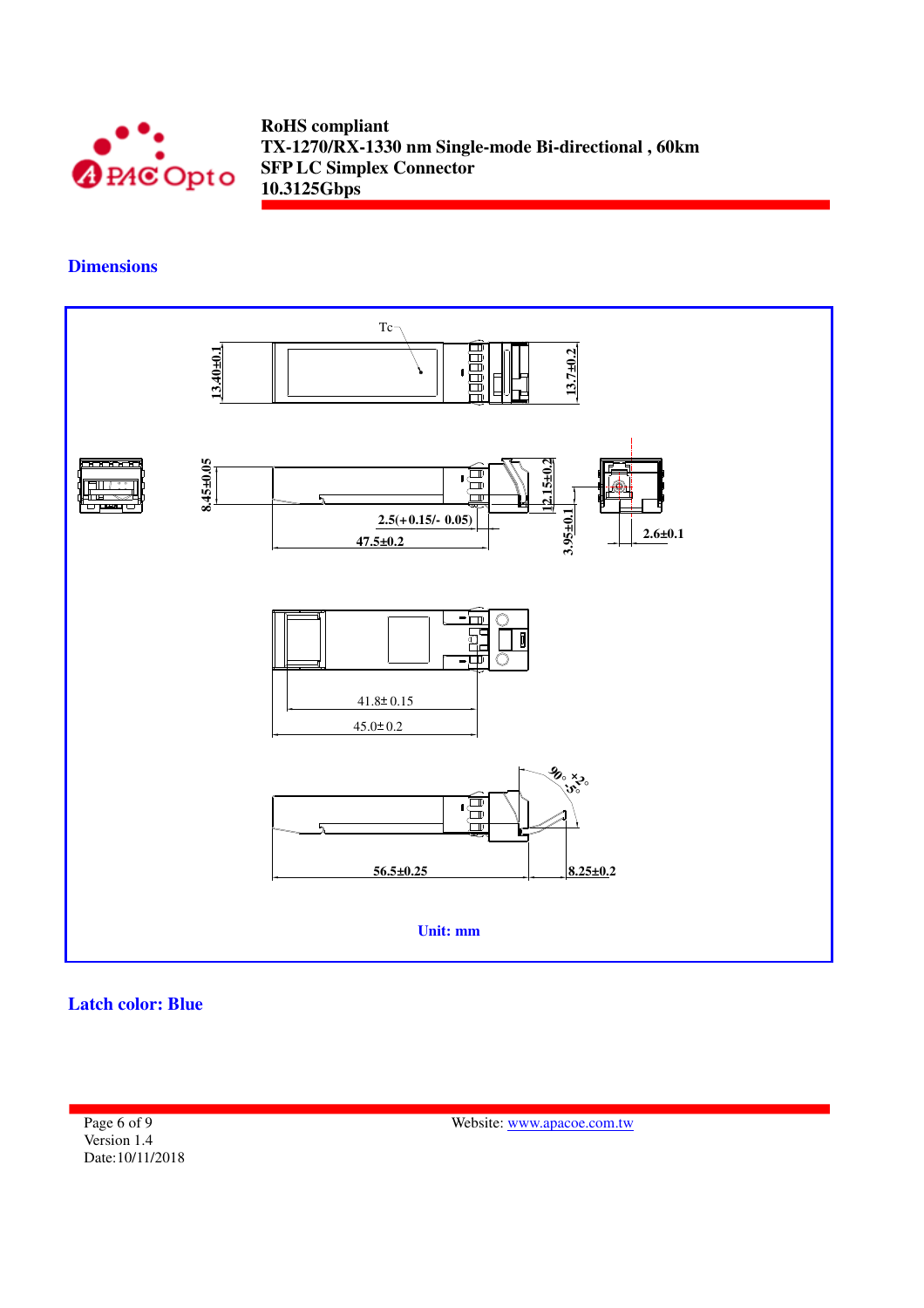## Dimensions

Tc

13.40±0.1

13.7±0.2

8.45±0.05

12.15±0.2

2.5(+0.15/- 0.05)

47.5±0.2

3.95±0.1

2.6±0.1

41.8± 0.15

45.0± 0.2

90° +2° -5°

56.5±0.25

8.25±0.2

Unit: mm

## Latch color: Blue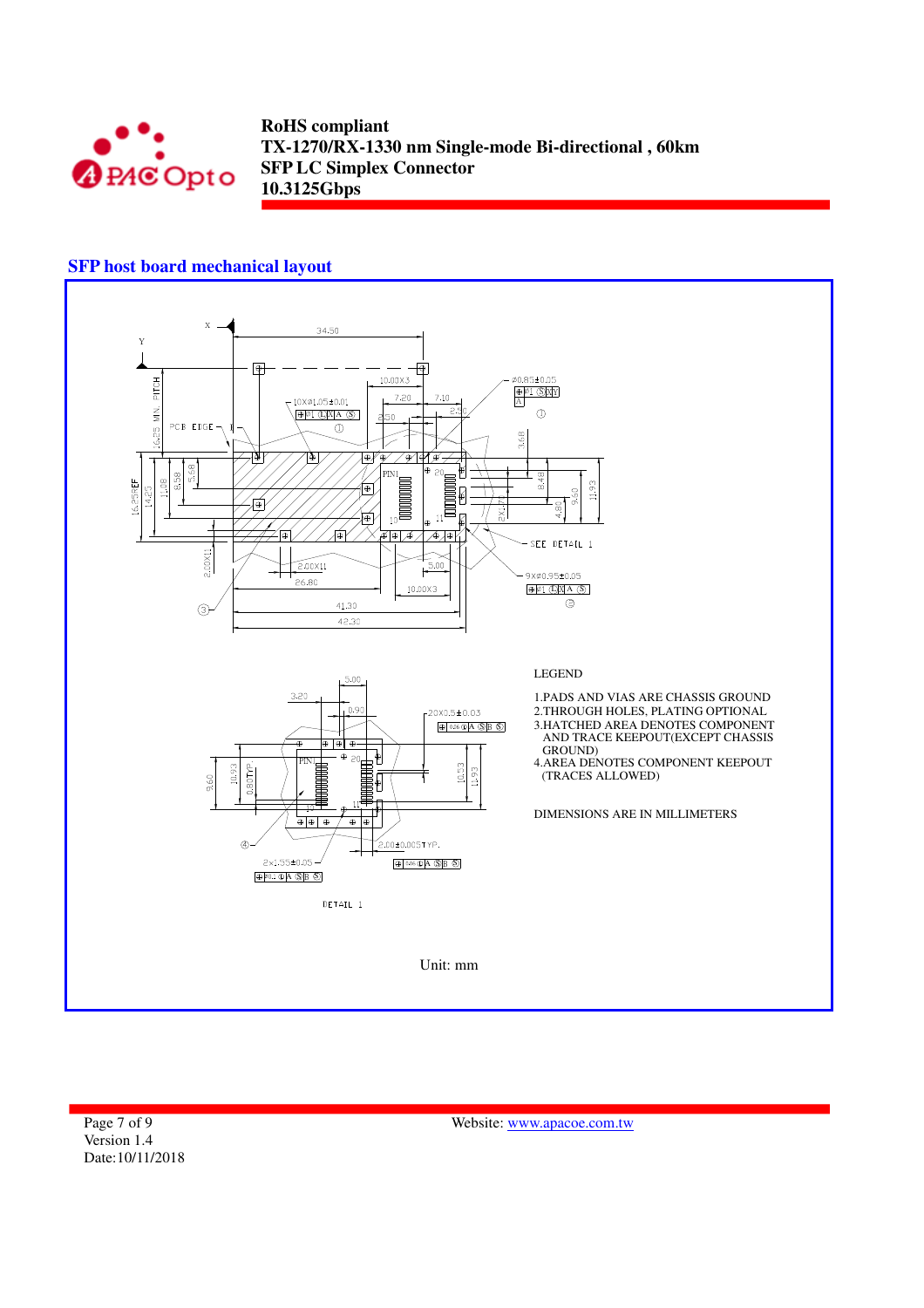## SFP host board mechanical layout

LEGEND

1. PADS AND VIAS ARE CHASSIS GROUND
2. THROUGH HOLES, PLATING OPTIONAL
3. HATCHED AREA DENOTES COMPONENT AND TRACE KEEPOUT(EXCEPT CHASSIS GROUND)
4. AREA DENOTES COMPONENT KEEPOUT (TRACES ALLOWED)

DIMENSIONS ARE IN MILLIMETERS

DETAIL 1

Unit: mm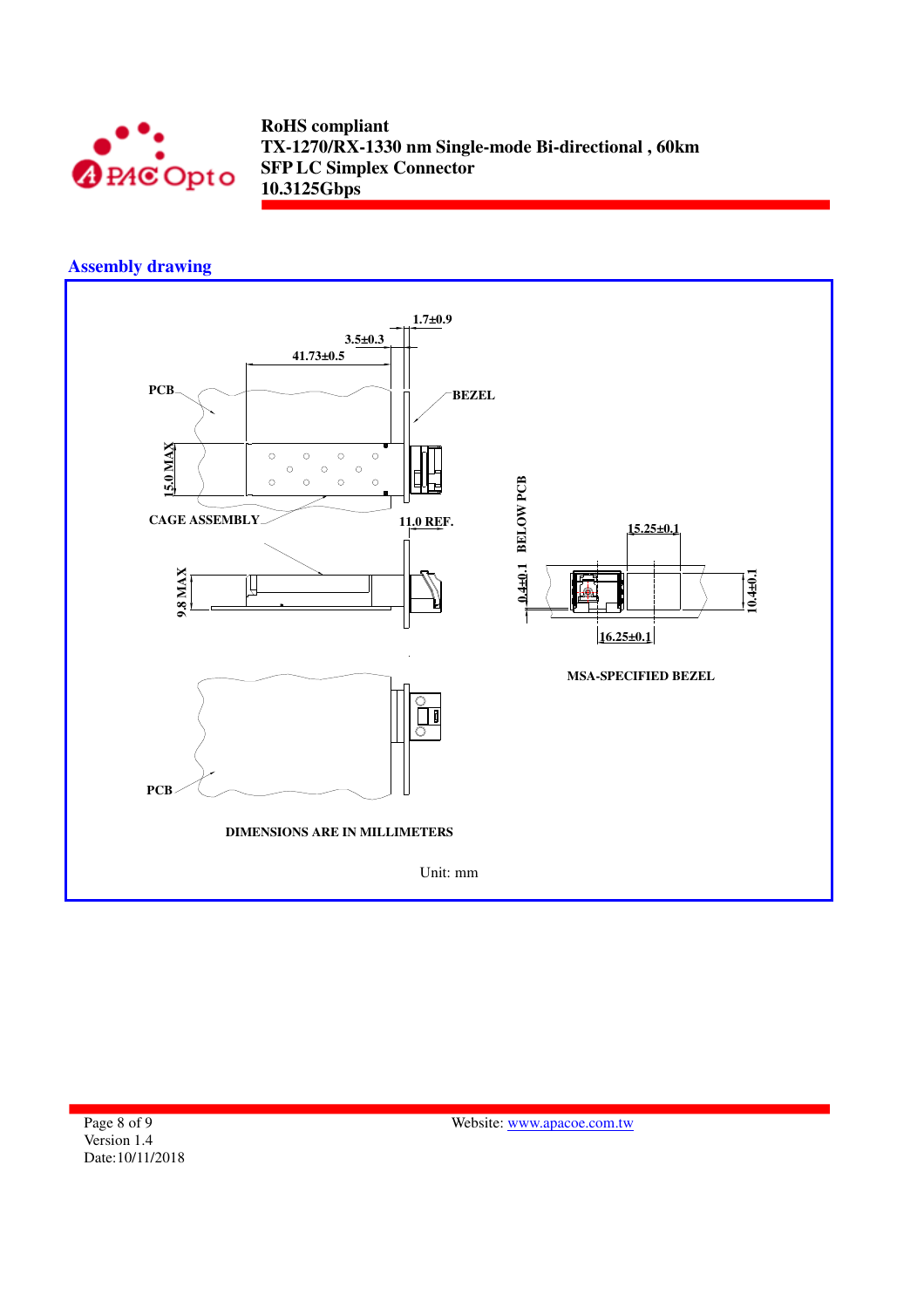## Assembly drawing

1.7±0.9

3.5±0.3

41.73±0.5

PCB

BEZEL

15.0 MAX

CAGE ASSEMBLY

11.0 REF.

9.8 MAX

0.4±0.1 BELOW PCB

15.25±0.1

10.4±0.1

16.25±0.1

MSA-SPECIFIED BEZEL

PCB

DIMENSIONS ARE IN MILLIMETERS

Unit: mm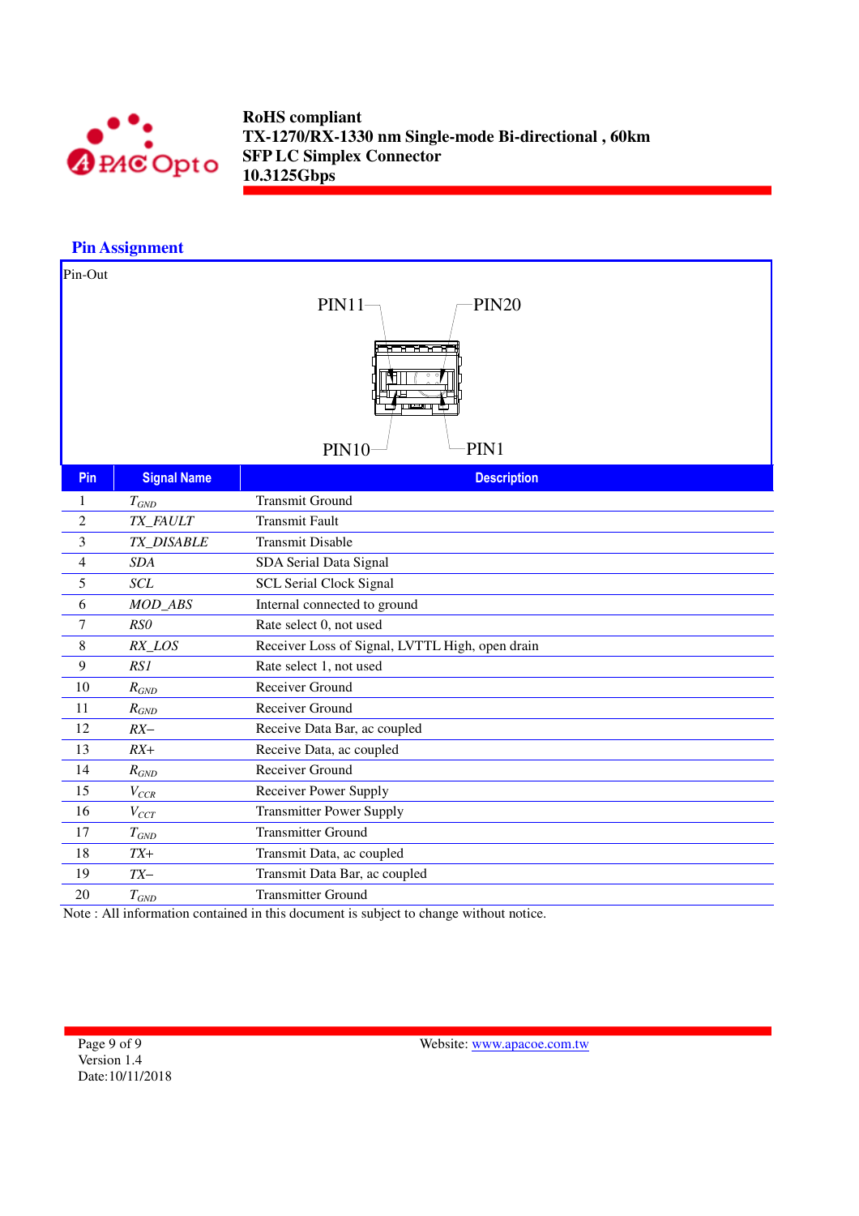## Pin Assignment

Pin-Out

PIN11

PIN20

PIN10

PIN1

| Pin | Signal Name | Description |
|---|---|---|
| 1 | $T_{GND}$ | Transmit Ground |
| 2 | *TX_FAULT* | Transmit Fault |
| 3 | *TX_DISABLE* | Transmit Disable |
| 4 | *SDA* | SDA Serial Data Signal |
| 5 | *SCL* | SCL Serial Clock Signal |
| 6 | *MOD_ABS* | Internal connected to ground |
| 7 | *RS0* | Rate select 0, not used |
| 8 | *RX_LOS* | Receiver Loss of Signal, LVTTL High, open drain |
| 9 | *RS1* | Rate select 1, not used |
| 10 | $R_{GND}$ | Receiver Ground |
| 11 | $R_{GND}$ | Receiver Ground |
| 12 | *RX–* | Receive Data Bar, ac coupled |
| 13 | *RX+* | Receive Data, ac coupled |
| 14 | $R_{GND}$ | Receiver Ground |
| 15 | $V_{CCR}$ | Receiver Power Supply |
| 16 | $V_{CCT}$ | Transmitter Power Supply |
| 17 | $T_{GND}$ | Transmitter Ground |
| 18 | *TX+* | Transmit Data, ac coupled |
| 19 | *TX–* | Transmit Data Bar, ac coupled |
| 20 | $T_{GND}$ | Transmitter Ground |

Note : All information contained in this document is subject to change without notice.